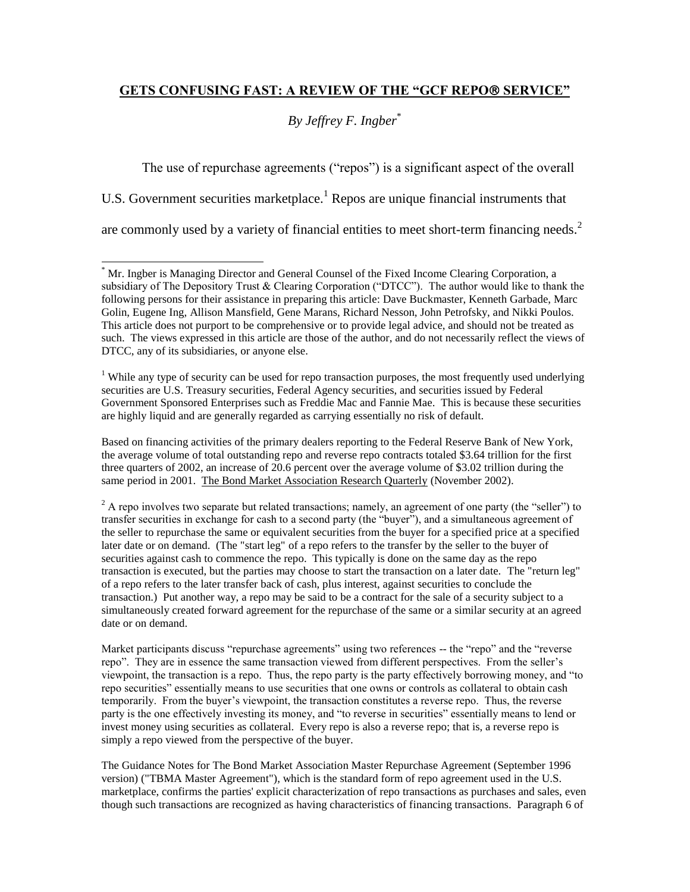# GETS CONFUSING FAST: A REVIEW OF THE "GCF REPO® SERVICE"

*By Jeffrey F. Ingber*[*]

The use of repurchase agreements ("repos") is a significant aspect of the overall U.S. Government securities marketplace.[1] Repos are unique financial instruments that are commonly used by a variety of financial entities to meet short-term financing needs.[2]

---

[*] Mr. Ingber is Managing Director and General Counsel of the Fixed Income Clearing Corporation, a subsidiary of The Depository Trust & Clearing Corporation ("DTCC"). The author would like to thank the following persons for their assistance in preparing this article: Dave Buckmaster, Kenneth Garbade, Marc Golin, Eugene Ing, Allison Mansfield, Gene Marans, Richard Nesson, John Petrofsky, and Nikki Poulos. This article does not purport to be comprehensive or to provide legal advice, and should not be treated as such. The views expressed in this article are those of the author, and do not necessarily reflect the views of DTCC, any of its subsidiaries, or anyone else.

[1] While any type of security can be used for repo transaction purposes, the most frequently used underlying securities are U.S. Treasury securities, Federal Agency securities, and securities issued by Federal Government Sponsored Enterprises such as Freddie Mac and Fannie Mae. This is because these securities are highly liquid and are generally regarded as carrying essentially no risk of default.

Based on financing activities of the primary dealers reporting to the Federal Reserve Bank of New York, the average volume of total outstanding repo and reverse repo contracts totaled $3.64 trillion for the first three quarters of 2002, an increase of 20.6 percent over the average volume of $3.02 trillion during the same period in 2001. The Bond Market Association Research Quarterly (November 2002).

[2] A repo involves two separate but related transactions; namely, an agreement of one party (the "seller") to transfer securities in exchange for cash to a second party (the "buyer"), and a simultaneous agreement of the seller to repurchase the same or equivalent securities from the buyer for a specified price at a specified later date or on demand. (The "start leg" of a repo refers to the transfer by the seller to the buyer of securities against cash to commence the repo. This typically is done on the same day as the repo transaction is executed, but the parties may choose to start the transaction on a later date. The "return leg" of a repo refers to the later transfer back of cash, plus interest, against securities to conclude the transaction.) Put another way, a repo may be said to be a contract for the sale of a security subject to a simultaneously created forward agreement for the repurchase of the same or a similar security at an agreed date or on demand.

Market participants discuss "repurchase agreements" using two references -- the "repo" and the "reverse repo". They are in essence the same transaction viewed from different perspectives. From the seller's viewpoint, the transaction is a repo. Thus, the repo party is the party effectively borrowing money, and "to repo securities" essentially means to use securities that one owns or controls as collateral to obtain cash temporarily. From the buyer's viewpoint, the transaction constitutes a reverse repo. Thus, the reverse party is the one effectively investing its money, and "to reverse in securities" essentially means to lend or invest money using securities as collateral. Every repo is also a reverse repo; that is, a reverse repo is simply a repo viewed from the perspective of the buyer.

The Guidance Notes for The Bond Market Association Master Repurchase Agreement (September 1996 version) ("TBMA Master Agreement"), which is the standard form of repo agreement used in the U.S. marketplace, confirms the parties' explicit characterization of repo transactions as purchases and sales, even though such transactions are recognized as having characteristics of financing transactions. Paragraph 6 of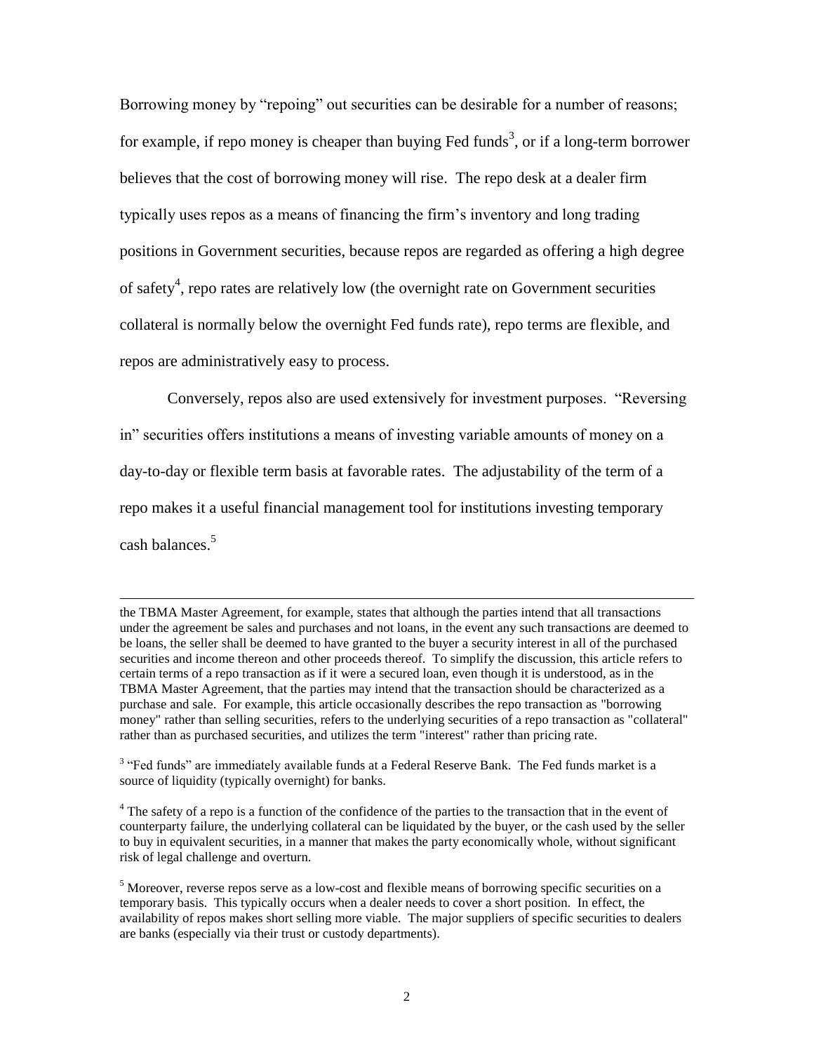Borrowing money by "repoing" out securities can be desirable for a number of reasons; for example, if repo money is cheaper than buying Fed funds[3], or if a long-term borrower believes that the cost of borrowing money will rise. The repo desk at a dealer firm typically uses repos as a means of financing the firm's inventory and long trading positions in Government securities, because repos are regarded as offering a high degree of safety[4], repo rates are relatively low (the overnight rate on Government securities collateral is normally below the overnight Fed funds rate), repo terms are flexible, and repos are administratively easy to process.

Conversely, repos also are used extensively for investment purposes. "Reversing in" securities offers institutions a means of investing variable amounts of money on a day-to-day or flexible term basis at favorable rates. The adjustability of the term of a repo makes it a useful financial management tool for institutions investing temporary cash balances.[5]

---

the TBMA Master Agreement, for example, states that although the parties intend that all transactions under the agreement be sales and purchases and not loans, in the event any such transactions are deemed to be loans, the seller shall be deemed to have granted to the buyer a security interest in all of the purchased securities and income thereon and other proceeds thereof. To simplify the discussion, this article refers to certain terms of a repo transaction as if it were a secured loan, even though it is understood, as in the TBMA Master Agreement, that the parties may intend that the transaction should be characterized as a purchase and sale. For example, this article occasionally describes the repo transaction as "borrowing money" rather than selling securities, refers to the underlying securities of a repo transaction as "collateral" rather than as purchased securities, and utilizes the term "interest" rather than pricing rate.

[3] "Fed funds" are immediately available funds at a Federal Reserve Bank. The Fed funds market is a source of liquidity (typically overnight) for banks.

[4] The safety of a repo is a function of the confidence of the parties to the transaction that in the event of counterparty failure, the underlying collateral can be liquidated by the buyer, or the cash used by the seller to buy in equivalent securities, in a manner that makes the party economically whole, without significant risk of legal challenge and overturn.

[5] Moreover, reverse repos serve as a low-cost and flexible means of borrowing specific securities on a temporary basis. This typically occurs when a dealer needs to cover a short position. In effect, the availability of repos makes short selling more viable. The major suppliers of specific securities to dealers are banks (especially via their trust or custody departments).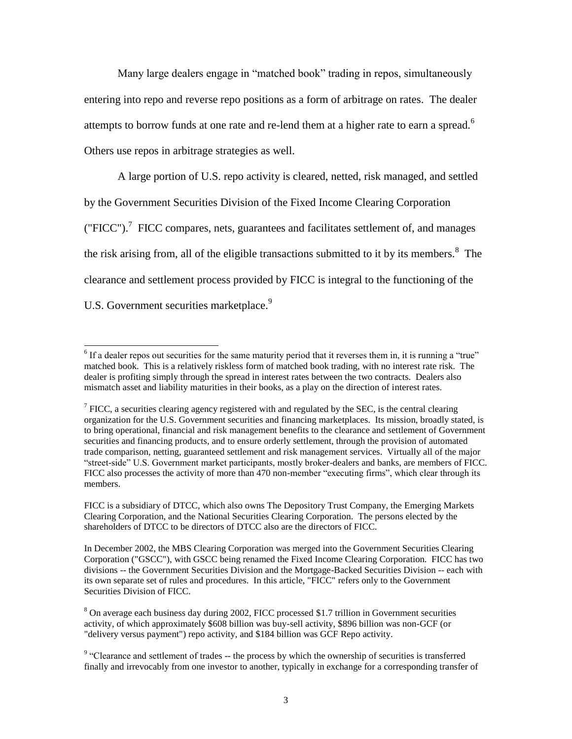Many large dealers engage in "matched book" trading in repos, simultaneously entering into repo and reverse repo positions as a form of arbitrage on rates. The dealer attempts to borrow funds at one rate and re-lend them at a higher rate to earn a spread.[6] Others use repos in arbitrage strategies as well.

A large portion of U.S. repo activity is cleared, netted, risk managed, and settled by the Government Securities Division of the Fixed Income Clearing Corporation ("FICC").[7] FICC compares, nets, guarantees and facilitates settlement of, and manages the risk arising from, all of the eligible transactions submitted to it by its members.[8] The clearance and settlement process provided by FICC is integral to the functioning of the U.S. Government securities marketplace.[9]

---

[6] If a dealer repos out securities for the same maturity period that it reverses them in, it is running a "true" matched book. This is a relatively riskless form of matched book trading, with no interest rate risk. The dealer is profiting simply through the spread in interest rates between the two contracts. Dealers also mismatch asset and liability maturities in their books, as a play on the direction of interest rates.

[7] FICC, a securities clearing agency registered with and regulated by the SEC, is the central clearing organization for the U.S. Government securities and financing marketplaces. Its mission, broadly stated, is to bring operational, financial and risk management benefits to the clearance and settlement of Government securities and financing products, and to ensure orderly settlement, through the provision of automated trade comparison, netting, guaranteed settlement and risk management services. Virtually all of the major "street-side" U.S. Government market participants, mostly broker-dealers and banks, are members of FICC. FICC also processes the activity of more than 470 non-member "executing firms", which clear through its members.

FICC is a subsidiary of DTCC, which also owns The Depository Trust Company, the Emerging Markets Clearing Corporation, and the National Securities Clearing Corporation. The persons elected by the shareholders of DTCC to be directors of DTCC also are the directors of FICC.

In December 2002, the MBS Clearing Corporation was merged into the Government Securities Clearing Corporation ("GSCC"), with GSCC being renamed the Fixed Income Clearing Corporation. FICC has two divisions -- the Government Securities Division and the Mortgage-Backed Securities Division -- each with its own separate set of rules and procedures. In this article, "FICC" refers only to the Government Securities Division of FICC.

[8] On average each business day during 2002, FICC processed $1.7 trillion in Government securities activity, of which approximately $608 billion was buy-sell activity, $896 billion was non-GCF (or "delivery versus payment") repo activity, and $184 billion was GCF Repo activity.

[9] "Clearance and settlement of trades -- the process by which the ownership of securities is transferred finally and irrevocably from one investor to another, typically in exchange for a corresponding transfer of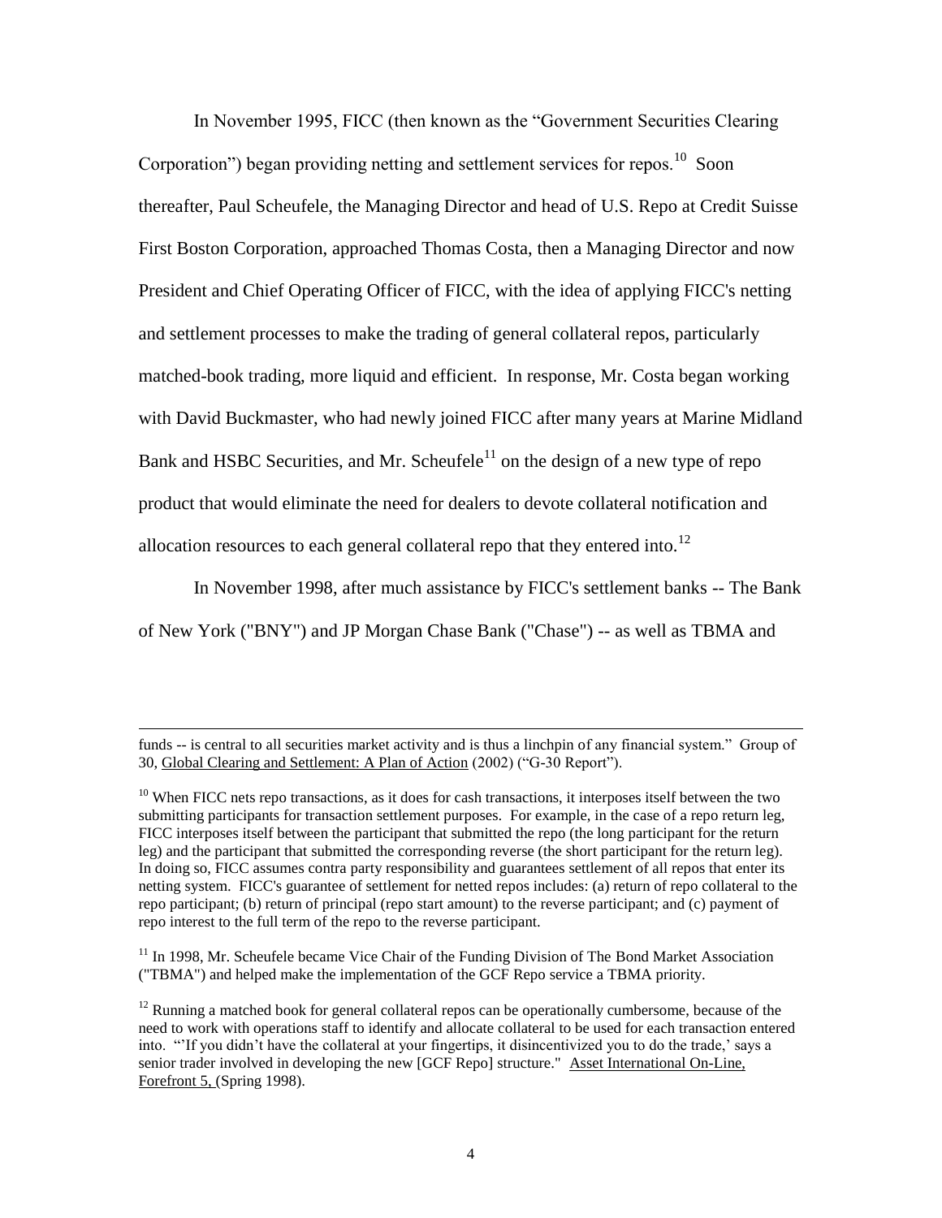In November 1995, FICC (then known as the "Government Securities Clearing Corporation") began providing netting and settlement services for repos.[10] Soon thereafter, Paul Scheufele, the Managing Director and head of U.S. Repo at Credit Suisse First Boston Corporation, approached Thomas Costa, then a Managing Director and now President and Chief Operating Officer of FICC, with the idea of applying FICC's netting and settlement processes to make the trading of general collateral repos, particularly matched-book trading, more liquid and efficient. In response, Mr. Costa began working with David Buckmaster, who had newly joined FICC after many years at Marine Midland Bank and HSBC Securities, and Mr. Scheufele[11] on the design of a new type of repo product that would eliminate the need for dealers to devote collateral notification and allocation resources to each general collateral repo that they entered into.[12]

In November 1998, after much assistance by FICC's settlement banks -- The Bank of New York ("BNY") and JP Morgan Chase Bank ("Chase") -- as well as TBMA and

---

funds -- is central to all securities market activity and is thus a linchpin of any financial system." Group of 30, Global Clearing and Settlement: A Plan of Action (2002) ("G-30 Report").

[10] When FICC nets repo transactions, as it does for cash transactions, it interposes itself between the two submitting participants for transaction settlement purposes. For example, in the case of a repo return leg, FICC interposes itself between the participant that submitted the repo (the long participant for the return leg) and the participant that submitted the corresponding reverse (the short participant for the return leg). In doing so, FICC assumes contra party responsibility and guarantees settlement of all repos that enter its netting system. FICC's guarantee of settlement for netted repos includes: (a) return of repo collateral to the repo participant; (b) return of principal (repo start amount) to the reverse participant; and (c) payment of repo interest to the full term of the repo to the reverse participant.

[11] In 1998, Mr. Scheufele became Vice Chair of the Funding Division of The Bond Market Association ("TBMA") and helped make the implementation of the GCF Repo service a TBMA priority.

[12] Running a matched book for general collateral repos can be operationally cumbersome, because of the need to work with operations staff to identify and allocate collateral to be used for each transaction entered into. "'If you didn't have the collateral at your fingertips, it disincentivized you to do the trade,' says a senior trader involved in developing the new [GCF Repo] structure." Asset International On-Line, Forefront 5, (Spring 1998).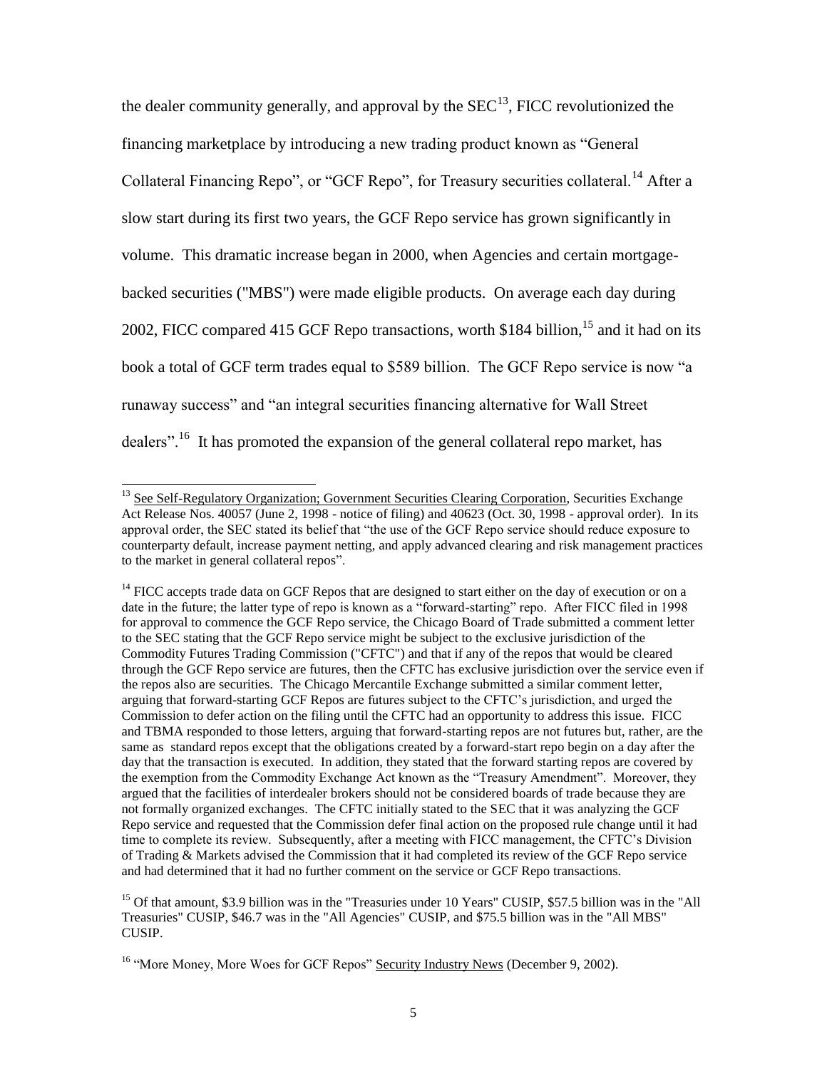the dealer community generally, and approval by the SEC[13], FICC revolutionized the financing marketplace by introducing a new trading product known as "General Collateral Financing Repo", or "GCF Repo", for Treasury securities collateral.[14] After a slow start during its first two years, the GCF Repo service has grown significantly in volume. This dramatic increase began in 2000, when Agencies and certain mortgage-backed securities ("MBS") were made eligible products. On average each day during 2002, FICC compared 415 GCF Repo transactions, worth $184 billion,[15] and it had on its book a total of GCF term trades equal to $589 billion. The GCF Repo service is now "a runaway success" and "an integral securities financing alternative for Wall Street dealers".[16] It has promoted the expansion of the general collateral repo market, has

---

[13] See Self-Regulatory Organization; Government Securities Clearing Corporation, Securities Exchange Act Release Nos. 40057 (June 2, 1998 - notice of filing) and 40623 (Oct. 30, 1998 - approval order). In its approval order, the SEC stated its belief that "the use of the GCF Repo service should reduce exposure to counterparty default, increase payment netting, and apply advanced clearing and risk management practices to the market in general collateral repos".

[14] FICC accepts trade data on GCF Repos that are designed to start either on the day of execution or on a date in the future; the latter type of repo is known as a "forward-starting" repo. After FICC filed in 1998 for approval to commence the GCF Repo service, the Chicago Board of Trade submitted a comment letter to the SEC stating that the GCF Repo service might be subject to the exclusive jurisdiction of the Commodity Futures Trading Commission ("CFTC") and that if any of the repos that would be cleared through the GCF Repo service are futures, then the CFTC has exclusive jurisdiction over the service even if the repos also are securities. The Chicago Mercantile Exchange submitted a similar comment letter, arguing that forward-starting GCF Repos are futures subject to the CFTC's jurisdiction, and urged the Commission to defer action on the filing until the CFTC had an opportunity to address this issue. FICC and TBMA responded to those letters, arguing that forward-starting repos are not futures but, rather, are the same as standard repos except that the obligations created by a forward-start repo begin on a day after the day that the transaction is executed. In addition, they stated that the forward starting repos are covered by the exemption from the Commodity Exchange Act known as the "Treasury Amendment". Moreover, they argued that the facilities of interdealer brokers should not be considered boards of trade because they are not formally organized exchanges. The CFTC initially stated to the SEC that it was analyzing the GCF Repo service and requested that the Commission defer final action on the proposed rule change until it had time to complete its review. Subsequently, after a meeting with FICC management, the CFTC's Division of Trading & Markets advised the Commission that it had completed its review of the GCF Repo service and had determined that it had no further comment on the service or GCF Repo transactions.

[15] Of that amount, $3.9 billion was in the "Treasuries under 10 Years" CUSIP, $57.5 billion was in the "All Treasuries" CUSIP, $46.7 was in the "All Agencies" CUSIP, and $75.5 billion was in the "All MBS" CUSIP.

[16] "More Money, More Woes for GCF Repos" Security Industry News (December 9, 2002).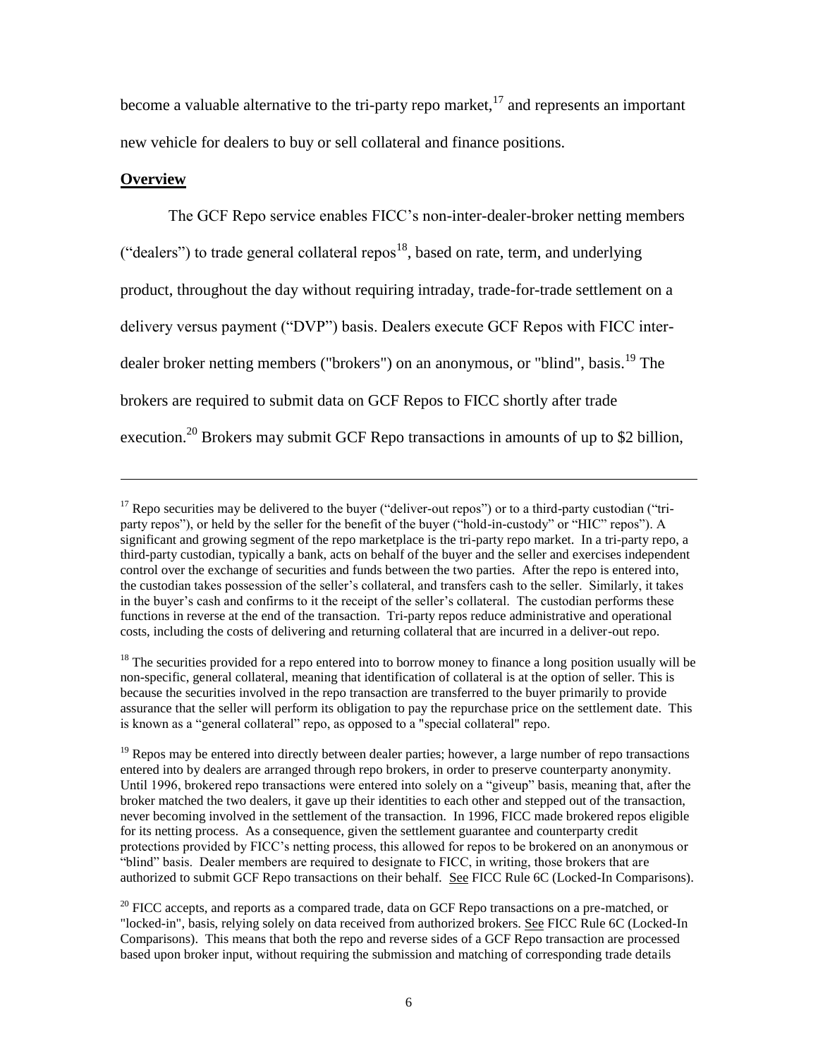become a valuable alternative to the tri-party repo market,[17] and represents an important new vehicle for dealers to buy or sell collateral and finance positions.

**Overview**

The GCF Repo service enables FICC's non-inter-dealer-broker netting members ("dealers") to trade general collateral repos[18], based on rate, term, and underlying product, throughout the day without requiring intraday, trade-for-trade settlement on a delivery versus payment ("DVP") basis. Dealers execute GCF Repos with FICC inter-dealer broker netting members ("brokers") on an anonymous, or "blind", basis.[19] The brokers are required to submit data on GCF Repos to FICC shortly after trade execution.[20] Brokers may submit GCF Repo transactions in amounts of up to $2 billion,

---

[17] Repo securities may be delivered to the buyer ("deliver-out repos") or to a third-party custodian ("tri-party repos"), or held by the seller for the benefit of the buyer ("hold-in-custody" or "HIC" repos"). A significant and growing segment of the repo marketplace is the tri-party repo market. In a tri-party repo, a third-party custodian, typically a bank, acts on behalf of the buyer and the seller and exercises independent control over the exchange of securities and funds between the two parties. After the repo is entered into, the custodian takes possession of the seller's collateral, and transfers cash to the seller. Similarly, it takes in the buyer's cash and confirms to it the receipt of the seller's collateral. The custodian performs these functions in reverse at the end of the transaction. Tri-party repos reduce administrative and operational costs, including the costs of delivering and returning collateral that are incurred in a deliver-out repo.

[18] The securities provided for a repo entered into to borrow money to finance a long position usually will be non-specific, general collateral, meaning that identification of collateral is at the option of seller. This is because the securities involved in the repo transaction are transferred to the buyer primarily to provide assurance that the seller will perform its obligation to pay the repurchase price on the settlement date. This is known as a "general collateral" repo, as opposed to a "special collateral" repo.

[19] Repos may be entered into directly between dealer parties; however, a large number of repo transactions entered into by dealers are arranged through repo brokers, in order to preserve counterparty anonymity. Until 1996, brokered repo transactions were entered into solely on a "giveup" basis, meaning that, after the broker matched the two dealers, it gave up their identities to each other and stepped out of the transaction, never becoming involved in the settlement of the transaction. In 1996, FICC made brokered repos eligible for its netting process. As a consequence, given the settlement guarantee and counterparty credit protections provided by FICC's netting process, this allowed for repos to be brokered on an anonymous or "blind" basis. Dealer members are required to designate to FICC, in writing, those brokers that are authorized to submit GCF Repo transactions on their behalf. See FICC Rule 6C (Locked-In Comparisons).

[20] FICC accepts, and reports as a compared trade, data on GCF Repo transactions on a pre-matched, or "locked-in", basis, relying solely on data received from authorized brokers. See FICC Rule 6C (Locked-In Comparisons). This means that both the repo and reverse sides of a GCF Repo transaction are processed based upon broker input, without requiring the submission and matching of corresponding trade details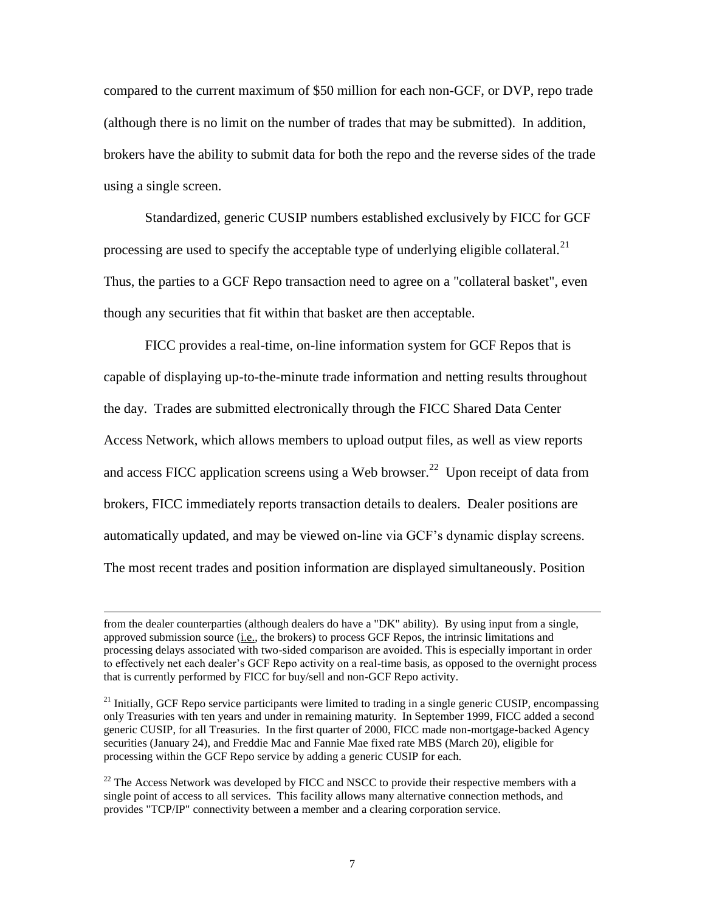compared to the current maximum of $50 million for each non-GCF, or DVP, repo trade (although there is no limit on the number of trades that may be submitted). In addition, brokers have the ability to submit data for both the repo and the reverse sides of the trade using a single screen.

Standardized, generic CUSIP numbers established exclusively by FICC for GCF processing are used to specify the acceptable type of underlying eligible collateral.[21] Thus, the parties to a GCF Repo transaction need to agree on a "collateral basket", even though any securities that fit within that basket are then acceptable.

FICC provides a real-time, on-line information system for GCF Repos that is capable of displaying up-to-the-minute trade information and netting results throughout the day. Trades are submitted electronically through the FICC Shared Data Center Access Network, which allows members to upload output files, as well as view reports and access FICC application screens using a Web browser.[22] Upon receipt of data from brokers, FICC immediately reports transaction details to dealers. Dealer positions are automatically updated, and may be viewed on-line via GCF's dynamic display screens. The most recent trades and position information are displayed simultaneously. Position

---

from the dealer counterparties (although dealers do have a "DK" ability). By using input from a single, approved submission source (i.e., the brokers) to process GCF Repos, the intrinsic limitations and processing delays associated with two-sided comparison are avoided. This is especially important in order to effectively net each dealer's GCF Repo activity on a real-time basis, as opposed to the overnight process that is currently performed by FICC for buy/sell and non-GCF Repo activity.

[21] Initially, GCF Repo service participants were limited to trading in a single generic CUSIP, encompassing only Treasuries with ten years and under in remaining maturity. In September 1999, FICC added a second generic CUSIP, for all Treasuries. In the first quarter of 2000, FICC made non-mortgage-backed Agency securities (January 24), and Freddie Mac and Fannie Mae fixed rate MBS (March 20), eligible for processing within the GCF Repo service by adding a generic CUSIP for each.

[22] The Access Network was developed by FICC and NSCC to provide their respective members with a single point of access to all services. This facility allows many alternative connection methods, and provides "TCP/IP" connectivity between a member and a clearing corporation service.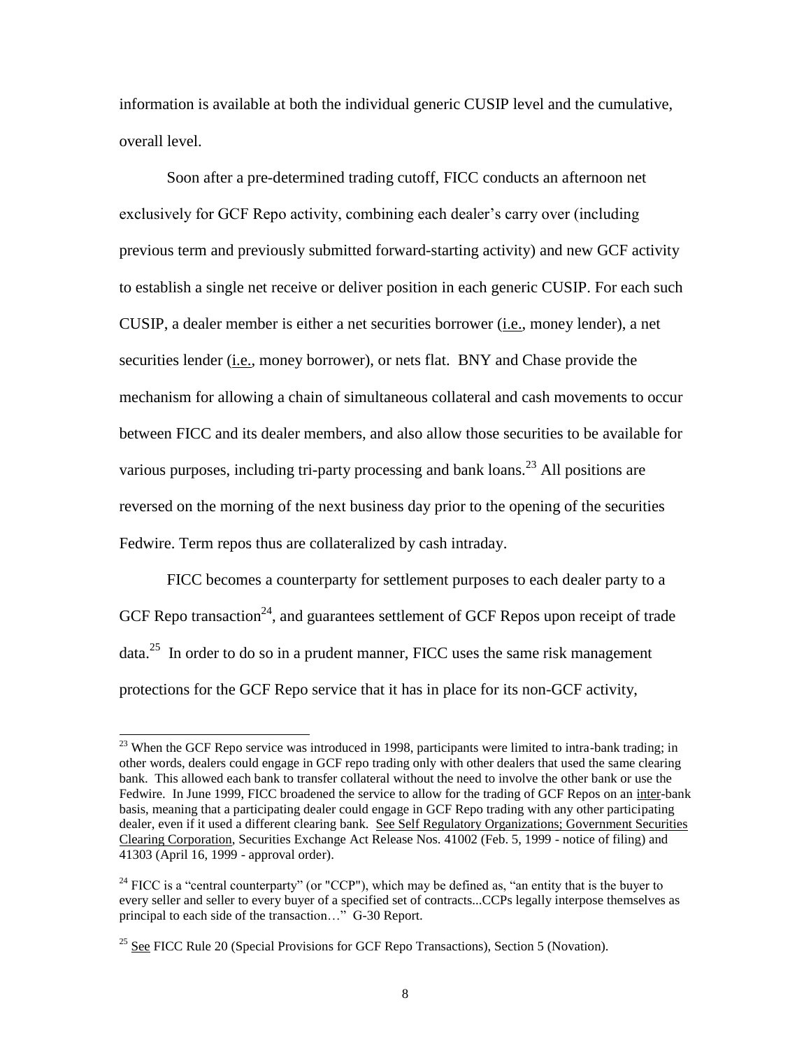information is available at both the individual generic CUSIP level and the cumulative, overall level.

Soon after a pre-determined trading cutoff, FICC conducts an afternoon net exclusively for GCF Repo activity, combining each dealer's carry over (including previous term and previously submitted forward-starting activity) and new GCF activity to establish a single net receive or deliver position in each generic CUSIP. For each such CUSIP, a dealer member is either a net securities borrower (i.e., money lender), a net securities lender (i.e., money borrower), or nets flat. BNY and Chase provide the mechanism for allowing a chain of simultaneous collateral and cash movements to occur between FICC and its dealer members, and also allow those securities to be available for various purposes, including tri-party processing and bank loans.[23] All positions are reversed on the morning of the next business day prior to the opening of the securities Fedwire. Term repos thus are collateralized by cash intraday.

FICC becomes a counterparty for settlement purposes to each dealer party to a GCF Repo transaction[24], and guarantees settlement of GCF Repos upon receipt of trade data.[25] In order to do so in a prudent manner, FICC uses the same risk management protections for the GCF Repo service that it has in place for its non-GCF activity,

---

[23] When the GCF Repo service was introduced in 1998, participants were limited to intra-bank trading; in other words, dealers could engage in GCF repo trading only with other dealers that used the same clearing bank. This allowed each bank to transfer collateral without the need to involve the other bank or use the Fedwire. In June 1999, FICC broadened the service to allow for the trading of GCF Repos on an inter-bank basis, meaning that a participating dealer could engage in GCF Repo trading with any other participating dealer, even if it used a different clearing bank. See Self Regulatory Organizations; Government Securities Clearing Corporation, Securities Exchange Act Release Nos. 41002 (Feb. 5, 1999 - notice of filing) and 41303 (April 16, 1999 - approval order).

[24] FICC is a "central counterparty" (or "CCP"), which may be defined as, "an entity that is the buyer to every seller and seller to every buyer of a specified set of contracts...CCPs legally interpose themselves as principal to each side of the transaction…" G-30 Report.

[25] See FICC Rule 20 (Special Provisions for GCF Repo Transactions), Section 5 (Novation).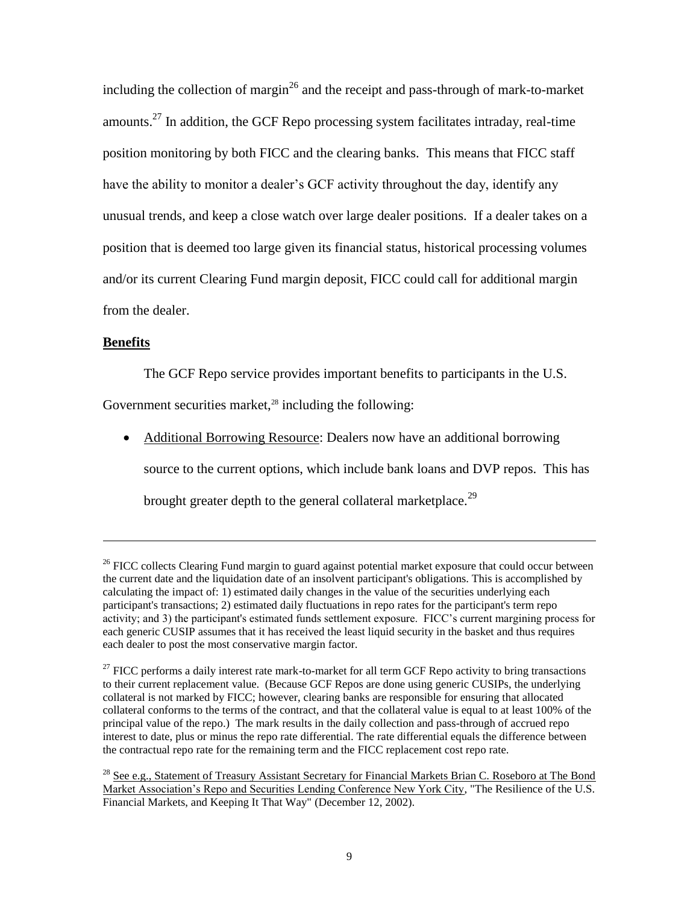including the collection of margin[26] and the receipt and pass-through of mark-to-market amounts.[27] In addition, the GCF Repo processing system facilitates intraday, real-time position monitoring by both FICC and the clearing banks. This means that FICC staff have the ability to monitor a dealer's GCF activity throughout the day, identify any unusual trends, and keep a close watch over large dealer positions. If a dealer takes on a position that is deemed too large given its financial status, historical processing volumes and/or its current Clearing Fund margin deposit, FICC could call for additional margin from the dealer.

**Benefits**

The GCF Repo service provides important benefits to participants in the U.S. Government securities market,[28] including the following:

- Additional Borrowing Resource: Dealers now have an additional borrowing source to the current options, which include bank loans and DVP repos. This has brought greater depth to the general collateral marketplace.[29]

---

[26] FICC collects Clearing Fund margin to guard against potential market exposure that could occur between the current date and the liquidation date of an insolvent participant's obligations. This is accomplished by calculating the impact of: 1) estimated daily changes in the value of the securities underlying each participant's transactions; 2) estimated daily fluctuations in repo rates for the participant's term repo activity; and 3) the participant's estimated funds settlement exposure. FICC's current margining process for each generic CUSIP assumes that it has received the least liquid security in the basket and thus requires each dealer to post the most conservative margin factor.

[27] FICC performs a daily interest rate mark-to-market for all term GCF Repo activity to bring transactions to their current replacement value. (Because GCF Repos are done using generic CUSIPs, the underlying collateral is not marked by FICC; however, clearing banks are responsible for ensuring that allocated collateral conforms to the terms of the contract, and that the collateral value is equal to at least 100% of the principal value of the repo.) The mark results in the daily collection and pass-through of accrued repo interest to date, plus or minus the repo rate differential. The rate differential equals the difference between the contractual repo rate for the remaining term and the FICC replacement cost repo rate.

[28] See e.g., Statement of Treasury Assistant Secretary for Financial Markets Brian C. Roseboro at The Bond Market Association's Repo and Securities Lending Conference New York City, "The Resilience of the U.S. Financial Markets, and Keeping It That Way" (December 12, 2002).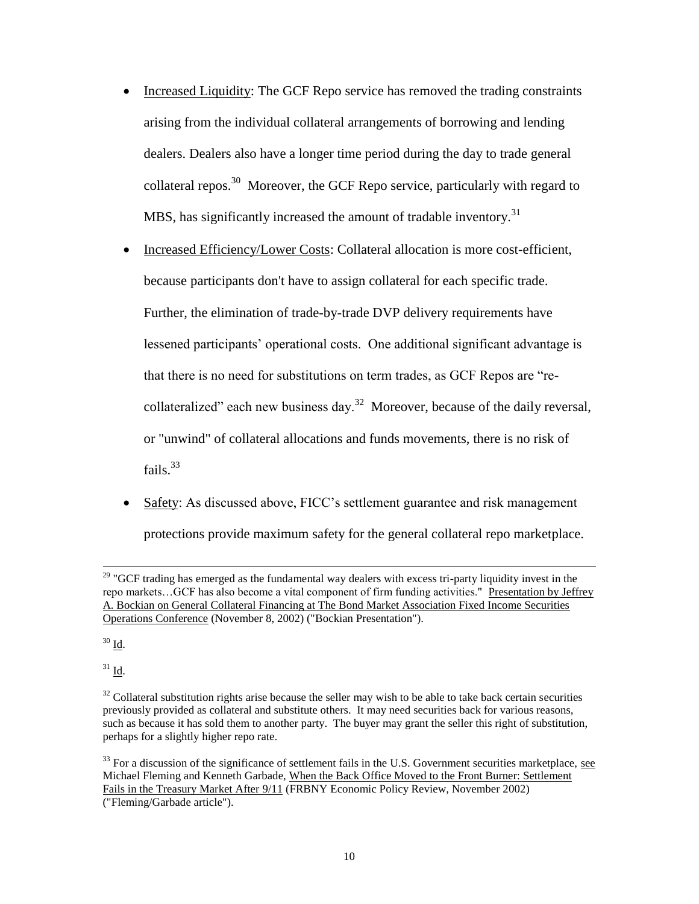- Increased Liquidity: The GCF Repo service has removed the trading constraints arising from the individual collateral arrangements of borrowing and lending dealers. Dealers also have a longer time period during the day to trade general collateral repos.[30] Moreover, the GCF Repo service, particularly with regard to MBS, has significantly increased the amount of tradable inventory.[31]
- Increased Efficiency/Lower Costs: Collateral allocation is more cost-efficient, because participants don't have to assign collateral for each specific trade. Further, the elimination of trade-by-trade DVP delivery requirements have lessened participants' operational costs. One additional significant advantage is that there is no need for substitutions on term trades, as GCF Repos are "re-collateralized" each new business day.[32] Moreover, because of the daily reversal, or "unwind" of collateral allocations and funds movements, there is no risk of fails.[33]
- Safety: As discussed above, FICC's settlement guarantee and risk management protections provide maximum safety for the general collateral repo marketplace.

---

[29] "GCF trading has emerged as the fundamental way dealers with excess tri-party liquidity invest in the repo markets…GCF has also become a vital component of firm funding activities." Presentation by Jeffrey A. Bockian on General Collateral Financing at The Bond Market Association Fixed Income Securities Operations Conference (November 8, 2002) ("Bockian Presentation").

[30] Id.

[31] Id.

[32] Collateral substitution rights arise because the seller may wish to be able to take back certain securities previously provided as collateral and substitute others. It may need securities back for various reasons, such as because it has sold them to another party. The buyer may grant the seller this right of substitution, perhaps for a slightly higher repo rate.

[33] For a discussion of the significance of settlement fails in the U.S. Government securities marketplace, see Michael Fleming and Kenneth Garbade, When the Back Office Moved to the Front Burner: Settlement Fails in the Treasury Market After 9/11 (FRBNY Economic Policy Review, November 2002) ("Fleming/Garbade article").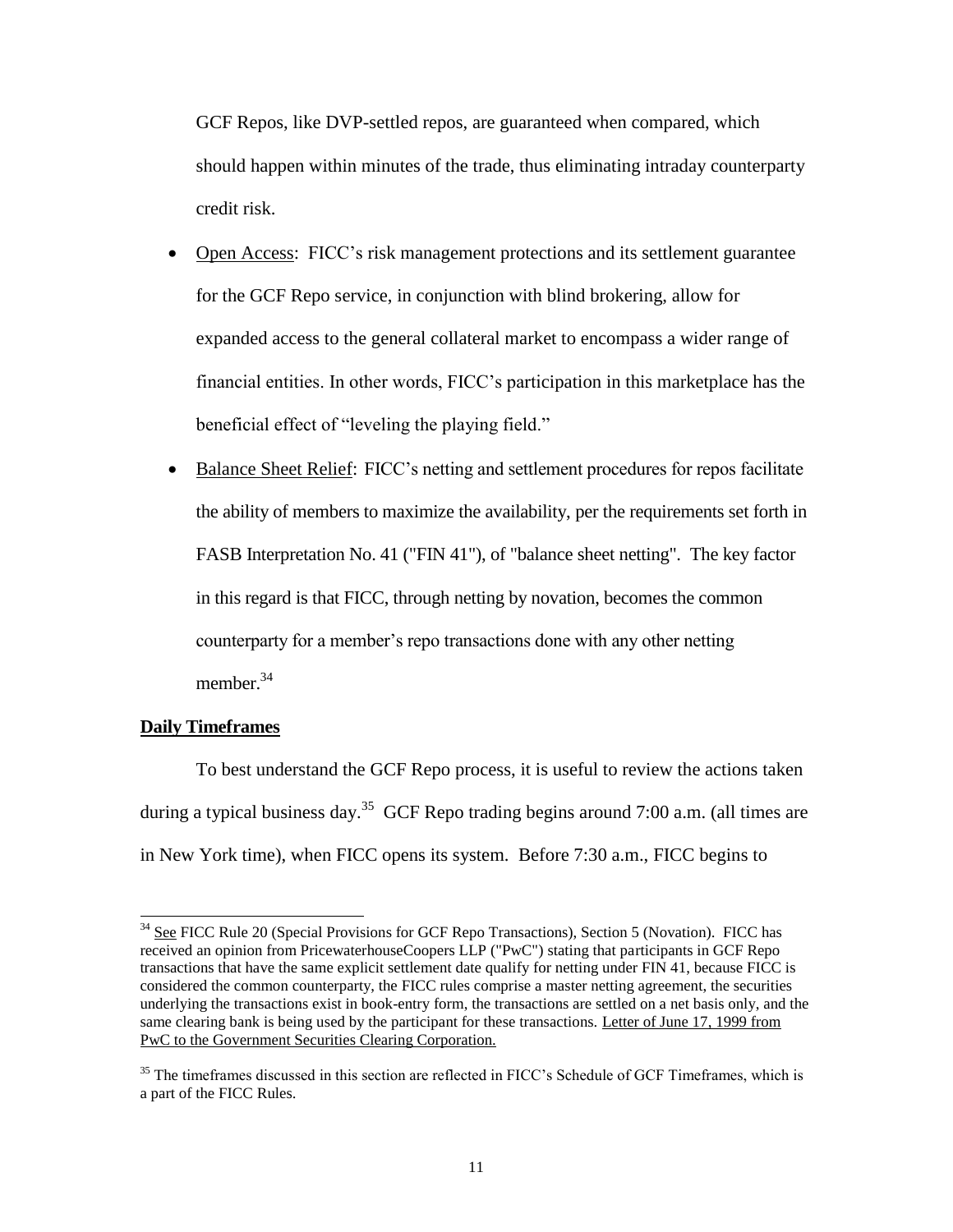GCF Repos, like DVP-settled repos, are guaranteed when compared, which should happen within minutes of the trade, thus eliminating intraday counterparty credit risk.

- Open Access: FICC's risk management protections and its settlement guarantee for the GCF Repo service, in conjunction with blind brokering, allow for expanded access to the general collateral market to encompass a wider range of financial entities. In other words, FICC's participation in this marketplace has the beneficial effect of "leveling the playing field."
- Balance Sheet Relief: FICC's netting and settlement procedures for repos facilitate the ability of members to maximize the availability, per the requirements set forth in FASB Interpretation No. 41 ("FIN 41"), of "balance sheet netting". The key factor in this regard is that FICC, through netting by novation, becomes the common counterparty for a member's repo transactions done with any other netting member.[34]

**Daily Timeframes**

To best understand the GCF Repo process, it is useful to review the actions taken during a typical business day.[35] GCF Repo trading begins around 7:00 a.m. (all times are in New York time), when FICC opens its system. Before 7:30 a.m., FICC begins to

---

[34] See FICC Rule 20 (Special Provisions for GCF Repo Transactions), Section 5 (Novation). FICC has received an opinion from PricewaterhouseCoopers LLP ("PwC") stating that participants in GCF Repo transactions that have the same explicit settlement date qualify for netting under FIN 41, because FICC is considered the common counterparty, the FICC rules comprise a master netting agreement, the securities underlying the transactions exist in book-entry form, the transactions are settled on a net basis only, and the same clearing bank is being used by the participant for these transactions. Letter of June 17, 1999 from PwC to the Government Securities Clearing Corporation.

[35] The timeframes discussed in this section are reflected in FICC's Schedule of GCF Timeframes, which is a part of the FICC Rules.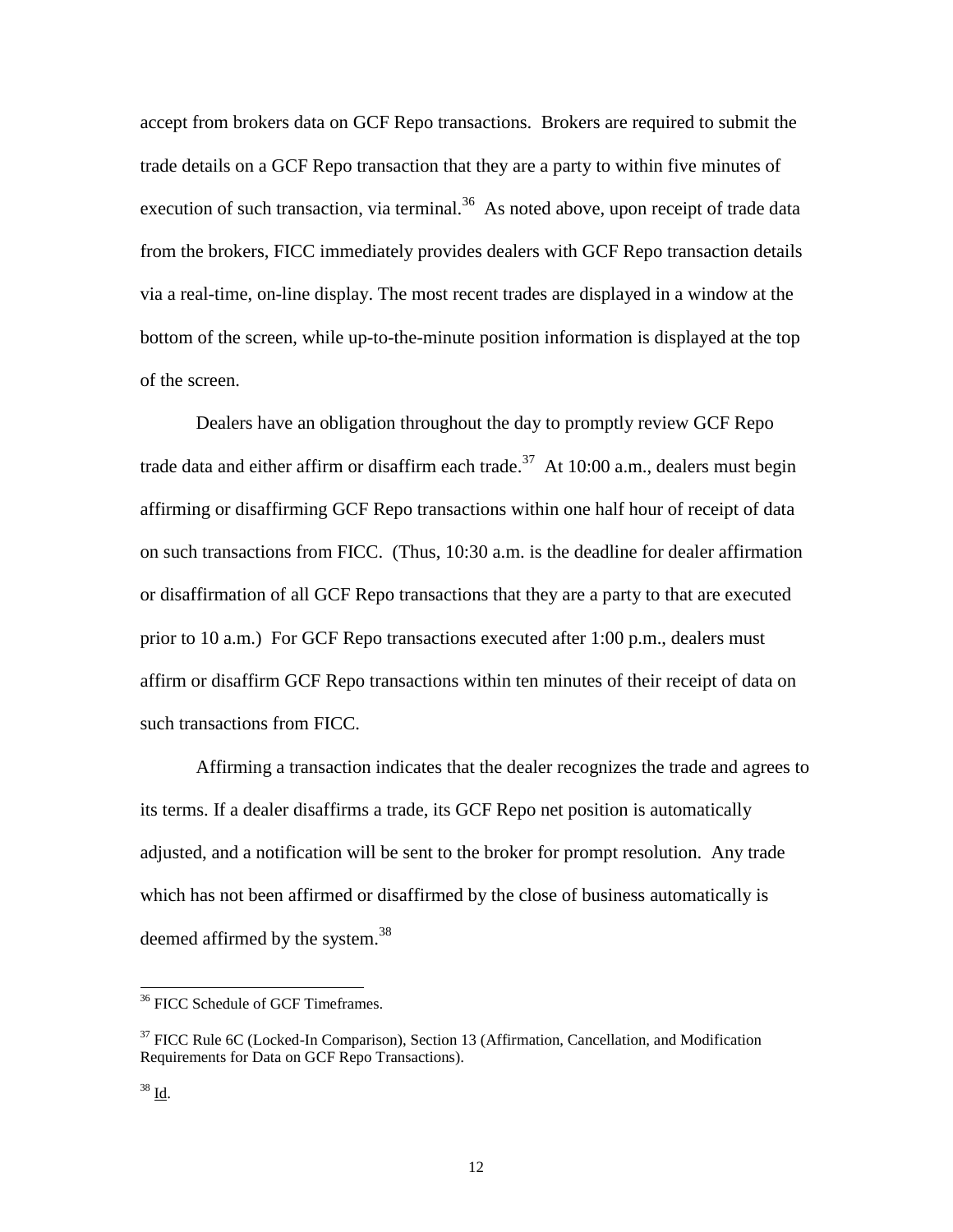accept from brokers data on GCF Repo transactions. Brokers are required to submit the trade details on a GCF Repo transaction that they are a party to within five minutes of execution of such transaction, via terminal.[36] As noted above, upon receipt of trade data from the brokers, FICC immediately provides dealers with GCF Repo transaction details via a real-time, on-line display. The most recent trades are displayed in a window at the bottom of the screen, while up-to-the-minute position information is displayed at the top of the screen.

Dealers have an obligation throughout the day to promptly review GCF Repo trade data and either affirm or disaffirm each trade.[37] At 10:00 a.m., dealers must begin affirming or disaffirming GCF Repo transactions within one half hour of receipt of data on such transactions from FICC. (Thus, 10:30 a.m. is the deadline for dealer affirmation or disaffirmation of all GCF Repo transactions that they are a party to that are executed prior to 10 a.m.) For GCF Repo transactions executed after 1:00 p.m., dealers must affirm or disaffirm GCF Repo transactions within ten minutes of their receipt of data on such transactions from FICC.

Affirming a transaction indicates that the dealer recognizes the trade and agrees to its terms. If a dealer disaffirms a trade, its GCF Repo net position is automatically adjusted, and a notification will be sent to the broker for prompt resolution. Any trade which has not been affirmed or disaffirmed by the close of business automatically is deemed affirmed by the system.[38]

---

[36] FICC Schedule of GCF Timeframes.

[37] FICC Rule 6C (Locked-In Comparison), Section 13 (Affirmation, Cancellation, and Modification Requirements for Data on GCF Repo Transactions).

[38] Id.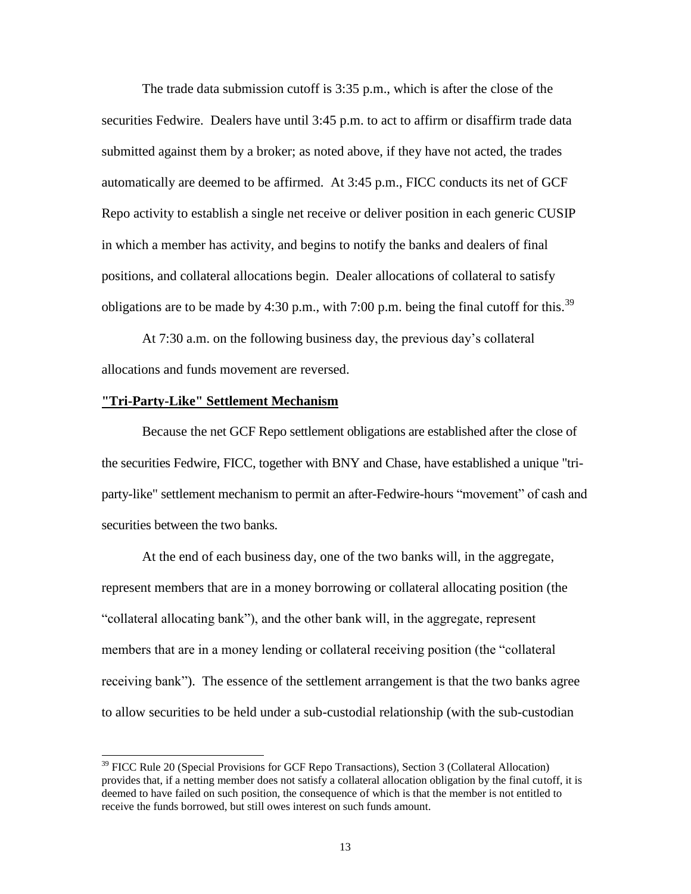The trade data submission cutoff is 3:35 p.m., which is after the close of the securities Fedwire. Dealers have until 3:45 p.m. to act to affirm or disaffirm trade data submitted against them by a broker; as noted above, if they have not acted, the trades automatically are deemed to be affirmed. At 3:45 p.m., FICC conducts its net of GCF Repo activity to establish a single net receive or deliver position in each generic CUSIP in which a member has activity, and begins to notify the banks and dealers of final positions, and collateral allocations begin. Dealer allocations of collateral to satisfy obligations are to be made by 4:30 p.m., with 7:00 p.m. being the final cutoff for this.[39]

At 7:30 a.m. on the following business day, the previous day's collateral allocations and funds movement are reversed.

**"Tri-Party-Like" Settlement Mechanism**

Because the net GCF Repo settlement obligations are established after the close of the securities Fedwire, FICC, together with BNY and Chase, have established a unique "tri-party-like" settlement mechanism to permit an after-Fedwire-hours "movement" of cash and securities between the two banks.

At the end of each business day, one of the two banks will, in the aggregate, represent members that are in a money borrowing or collateral allocating position (the "collateral allocating bank"), and the other bank will, in the aggregate, represent members that are in a money lending or collateral receiving position (the "collateral receiving bank"). The essence of the settlement arrangement is that the two banks agree to allow securities to be held under a sub-custodial relationship (with the sub-custodian

[39] FICC Rule 20 (Special Provisions for GCF Repo Transactions), Section 3 (Collateral Allocation) provides that, if a netting member does not satisfy a collateral allocation obligation by the final cutoff, it is deemed to have failed on such position, the consequence of which is that the member is not entitled to receive the funds borrowed, but still owes interest on such funds amount.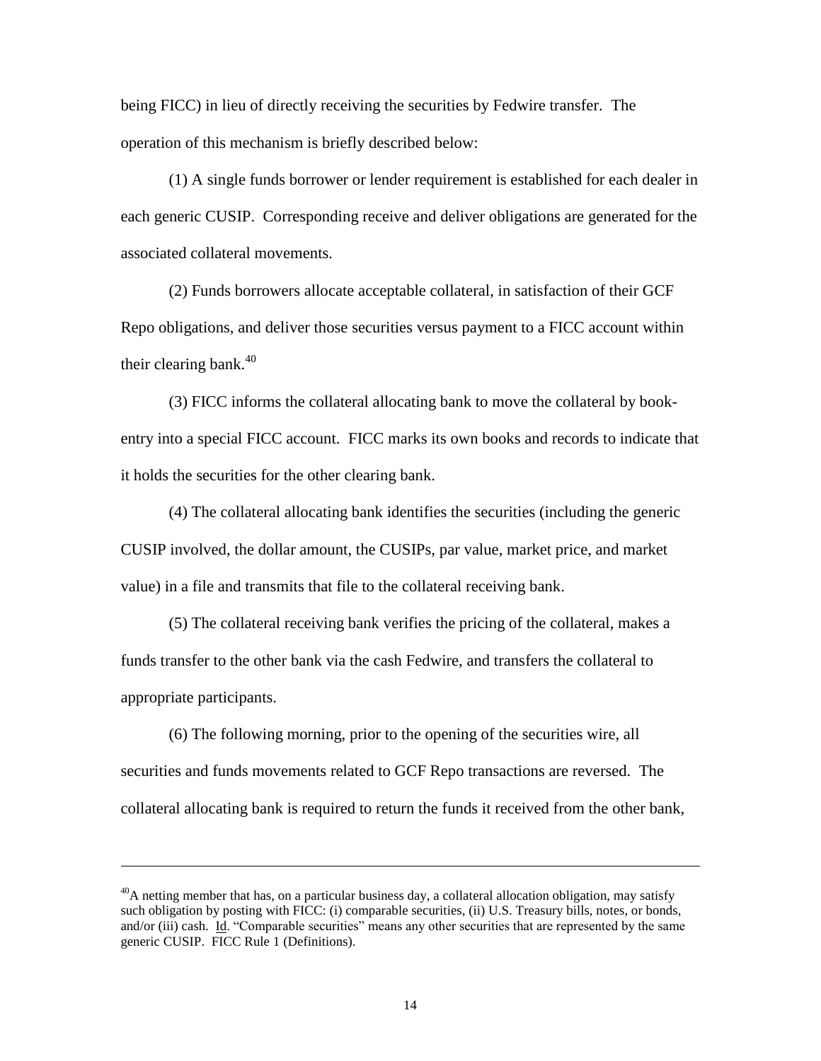being FICC) in lieu of directly receiving the securities by Fedwire transfer. The operation of this mechanism is briefly described below:

(1) A single funds borrower or lender requirement is established for each dealer in each generic CUSIP. Corresponding receive and deliver obligations are generated for the associated collateral movements.

(2) Funds borrowers allocate acceptable collateral, in satisfaction of their GCF Repo obligations, and deliver those securities versus payment to a FICC account within their clearing bank.[40]

(3) FICC informs the collateral allocating bank to move the collateral by book-entry into a special FICC account. FICC marks its own books and records to indicate that it holds the securities for the other clearing bank.

(4) The collateral allocating bank identifies the securities (including the generic CUSIP involved, the dollar amount, the CUSIPs, par value, market price, and market value) in a file and transmits that file to the collateral receiving bank.

(5) The collateral receiving bank verifies the pricing of the collateral, makes a funds transfer to the other bank via the cash Fedwire, and transfers the collateral to appropriate participants.

(6) The following morning, prior to the opening of the securities wire, all securities and funds movements related to GCF Repo transactions are reversed. The collateral allocating bank is required to return the funds it received from the other bank,

---

[40]A netting member that has, on a particular business day, a collateral allocation obligation, may satisfy such obligation by posting with FICC: (i) comparable securities, (ii) U.S. Treasury bills, notes, or bonds, and/or (iii) cash. Id. "Comparable securities" means any other securities that are represented by the same generic CUSIP. FICC Rule 1 (Definitions).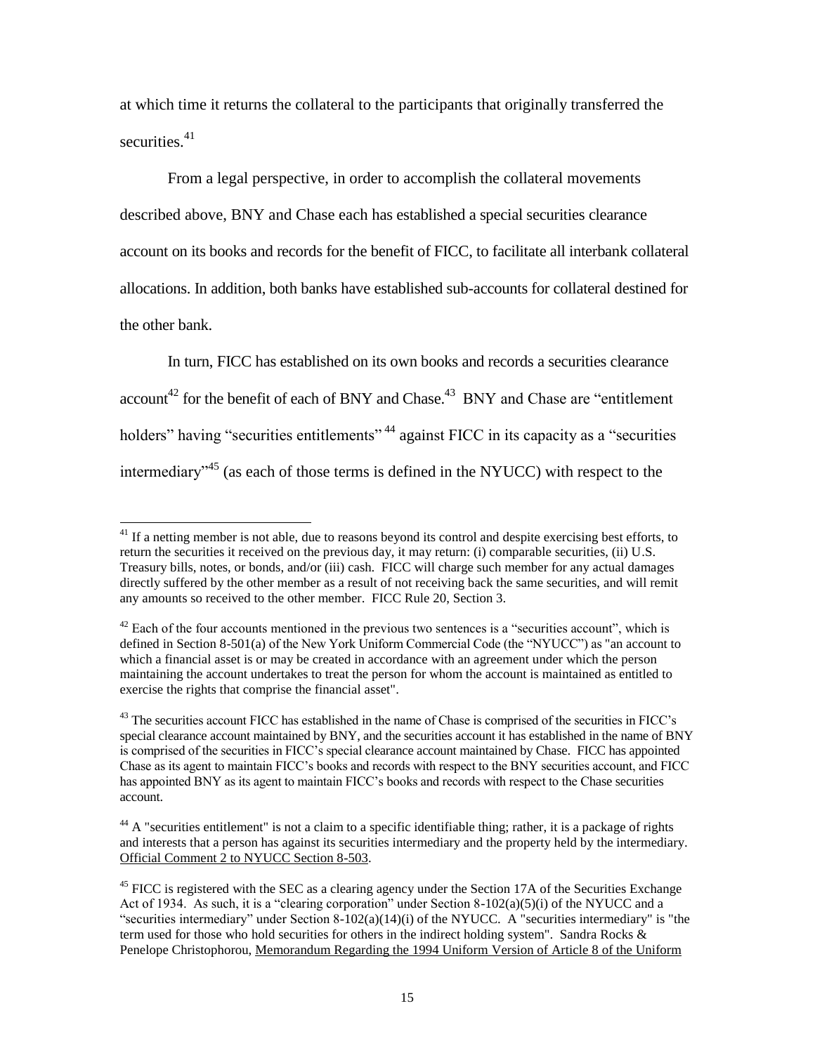at which time it returns the collateral to the participants that originally transferred the securities.[41]

From a legal perspective, in order to accomplish the collateral movements described above, BNY and Chase each has established a special securities clearance account on its books and records for the benefit of FICC, to facilitate all interbank collateral allocations. In addition, both banks have established sub-accounts for collateral destined for the other bank.

In turn, FICC has established on its own books and records a securities clearance account[42] for the benefit of each of BNY and Chase.[43] BNY and Chase are "entitlement holders" having "securities entitlements"[44] against FICC in its capacity as a "securities intermediary"[45] (as each of those terms is defined in the NYUCC) with respect to the

---

[41] If a netting member is not able, due to reasons beyond its control and despite exercising best efforts, to return the securities it received on the previous day, it may return: (i) comparable securities, (ii) U.S. Treasury bills, notes, or bonds, and/or (iii) cash. FICC will charge such member for any actual damages directly suffered by the other member as a result of not receiving back the same securities, and will remit any amounts so received to the other member. FICC Rule 20, Section 3.

[42] Each of the four accounts mentioned in the previous two sentences is a "securities account", which is defined in Section 8-501(a) of the New York Uniform Commercial Code (the "NYUCC") as "an account to which a financial asset is or may be created in accordance with an agreement under which the person maintaining the account undertakes to treat the person for whom the account is maintained as entitled to exercise the rights that comprise the financial asset".

[43] The securities account FICC has established in the name of Chase is comprised of the securities in FICC's special clearance account maintained by BNY, and the securities account it has established in the name of BNY is comprised of the securities in FICC's special clearance account maintained by Chase. FICC has appointed Chase as its agent to maintain FICC's books and records with respect to the BNY securities account, and FICC has appointed BNY as its agent to maintain FICC's books and records with respect to the Chase securities account.

[44] A "securities entitlement" is not a claim to a specific identifiable thing; rather, it is a package of rights and interests that a person has against its securities intermediary and the property held by the intermediary. Official Comment 2 to NYUCC Section 8-503.

[45] FICC is registered with the SEC as a clearing agency under the Section 17A of the Securities Exchange Act of 1934. As such, it is a "clearing corporation" under Section 8-102(a)(5)(i) of the NYUCC and a "securities intermediary" under Section 8-102(a)(14)(i) of the NYUCC. A "securities intermediary" is "the term used for those who hold securities for others in the indirect holding system". Sandra Rocks & Penelope Christophorou, Memorandum Regarding the 1994 Uniform Version of Article 8 of the Uniform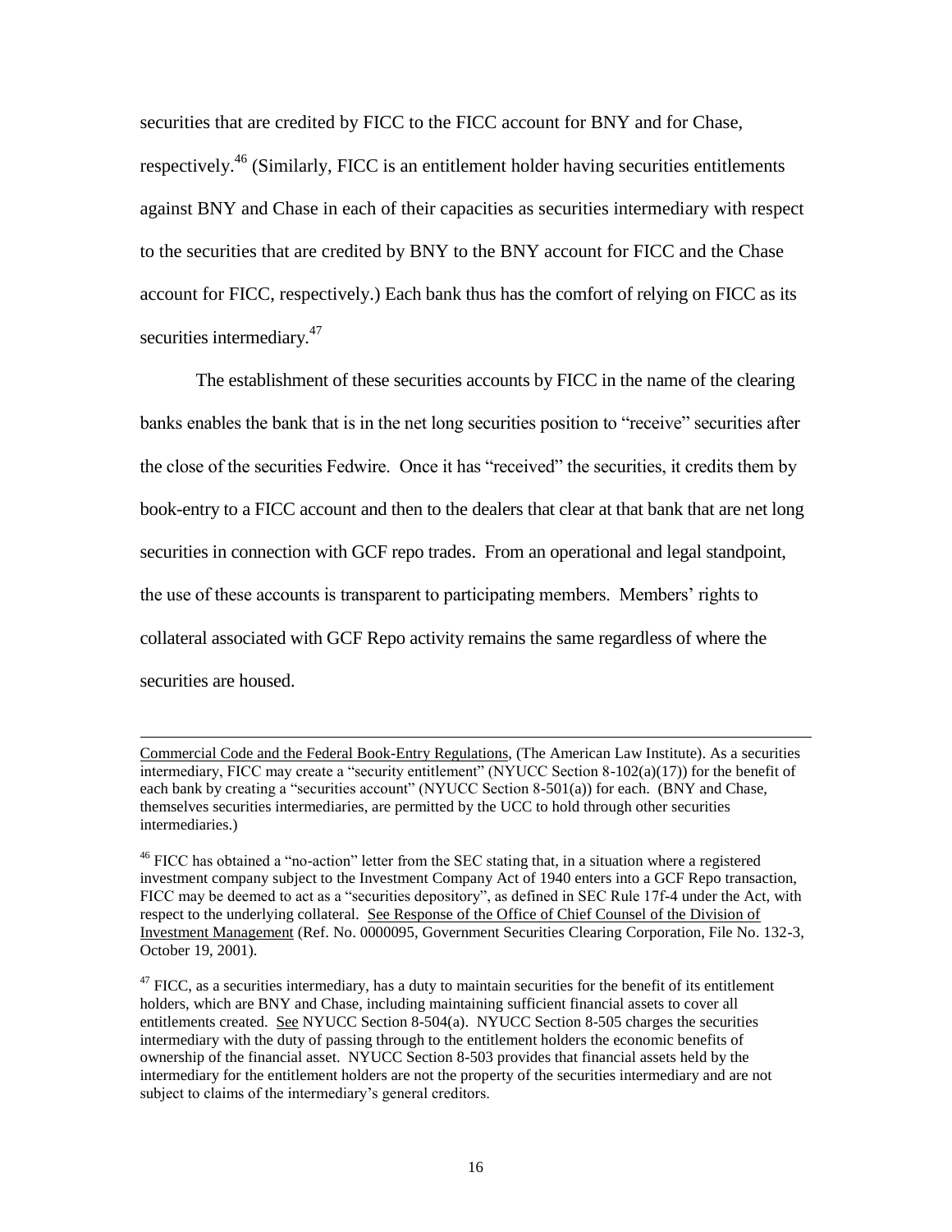securities that are credited by FICC to the FICC account for BNY and for Chase, respectively.[46] (Similarly, FICC is an entitlement holder having securities entitlements against BNY and Chase in each of their capacities as securities intermediary with respect to the securities that are credited by BNY to the BNY account for FICC and the Chase account for FICC, respectively.) Each bank thus has the comfort of relying on FICC as its securities intermediary.[47]

The establishment of these securities accounts by FICC in the name of the clearing banks enables the bank that is in the net long securities position to "receive" securities after the close of the securities Fedwire. Once it has "received" the securities, it credits them by book-entry to a FICC account and then to the dealers that clear at that bank that are net long securities in connection with GCF repo trades. From an operational and legal standpoint, the use of these accounts is transparent to participating members. Members' rights to collateral associated with GCF Repo activity remains the same regardless of where the securities are housed.

---

Commercial Code and the Federal Book-Entry Regulations, (The American Law Institute). As a securities intermediary, FICC may create a "security entitlement" (NYUCC Section 8-102(a)(17)) for the benefit of each bank by creating a "securities account" (NYUCC Section 8-501(a)) for each. (BNY and Chase, themselves securities intermediaries, are permitted by the UCC to hold through other securities intermediaries.)

[46] FICC has obtained a "no-action" letter from the SEC stating that, in a situation where a registered investment company subject to the Investment Company Act of 1940 enters into a GCF Repo transaction, FICC may be deemed to act as a "securities depository", as defined in SEC Rule 17f-4 under the Act, with respect to the underlying collateral. See Response of the Office of Chief Counsel of the Division of Investment Management (Ref. No. 0000095, Government Securities Clearing Corporation, File No. 132-3, October 19, 2001).

[47] FICC, as a securities intermediary, has a duty to maintain securities for the benefit of its entitlement holders, which are BNY and Chase, including maintaining sufficient financial assets to cover all entitlements created. See NYUCC Section 8-504(a). NYUCC Section 8-505 charges the securities intermediary with the duty of passing through to the entitlement holders the economic benefits of ownership of the financial asset. NYUCC Section 8-503 provides that financial assets held by the intermediary for the entitlement holders are not the property of the securities intermediary and are not subject to claims of the intermediary's general creditors.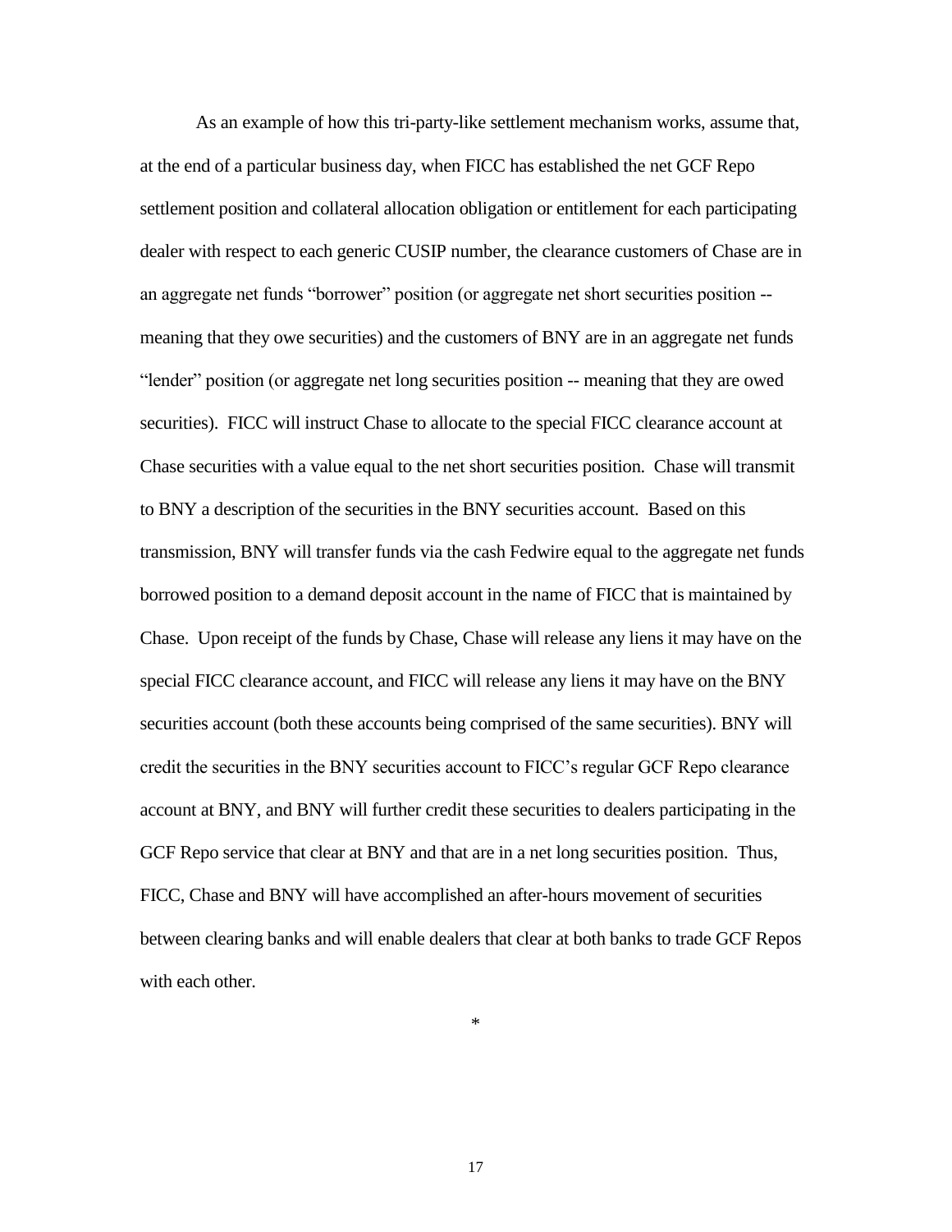As an example of how this tri-party-like settlement mechanism works, assume that, at the end of a particular business day, when FICC has established the net GCF Repo settlement position and collateral allocation obligation or entitlement for each participating dealer with respect to each generic CUSIP number, the clearance customers of Chase are in an aggregate net funds "borrower" position (or aggregate net short securities position -- meaning that they owe securities) and the customers of BNY are in an aggregate net funds "lender" position (or aggregate net long securities position -- meaning that they are owed securities). FICC will instruct Chase to allocate to the special FICC clearance account at Chase securities with a value equal to the net short securities position. Chase will transmit to BNY a description of the securities in the BNY securities account. Based on this transmission, BNY will transfer funds via the cash Fedwire equal to the aggregate net funds borrowed position to a demand deposit account in the name of FICC that is maintained by Chase. Upon receipt of the funds by Chase, Chase will release any liens it may have on the special FICC clearance account, and FICC will release any liens it may have on the BNY securities account (both these accounts being comprised of the same securities). BNY will credit the securities in the BNY securities account to FICC's regular GCF Repo clearance account at BNY, and BNY will further credit these securities to dealers participating in the GCF Repo service that clear at BNY and that are in a net long securities position. Thus, FICC, Chase and BNY will have accomplished an after-hours movement of securities between clearing banks and will enable dealers that clear at both banks to trade GCF Repos with each other.

*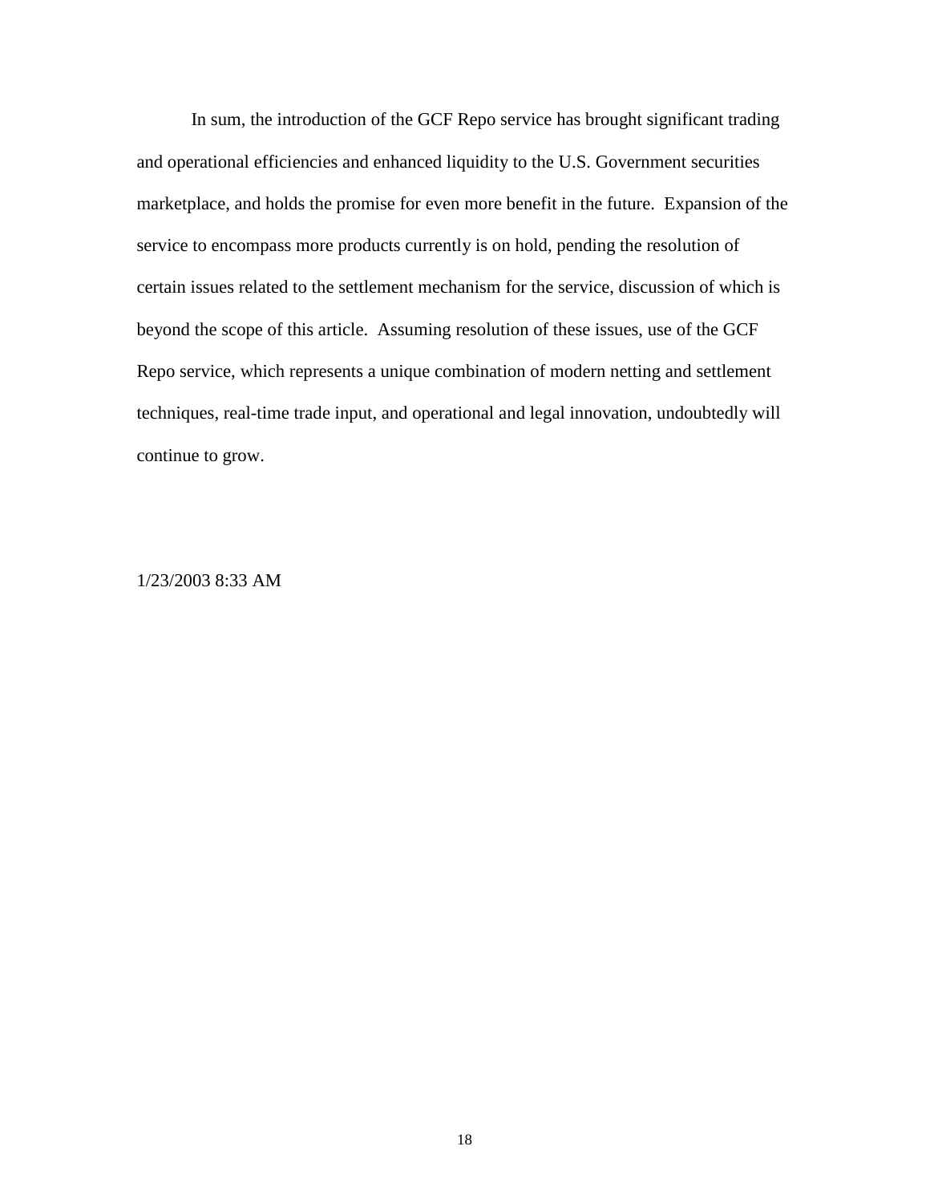In sum, the introduction of the GCF Repo service has brought significant trading and operational efficiencies and enhanced liquidity to the U.S. Government securities marketplace, and holds the promise for even more benefit in the future. Expansion of the service to encompass more products currently is on hold, pending the resolution of certain issues related to the settlement mechanism for the service, discussion of which is beyond the scope of this article. Assuming resolution of these issues, use of the GCF Repo service, which represents a unique combination of modern netting and settlement techniques, real-time trade input, and operational and legal innovation, undoubtedly will continue to grow.

1/23/2003 8:33 AM